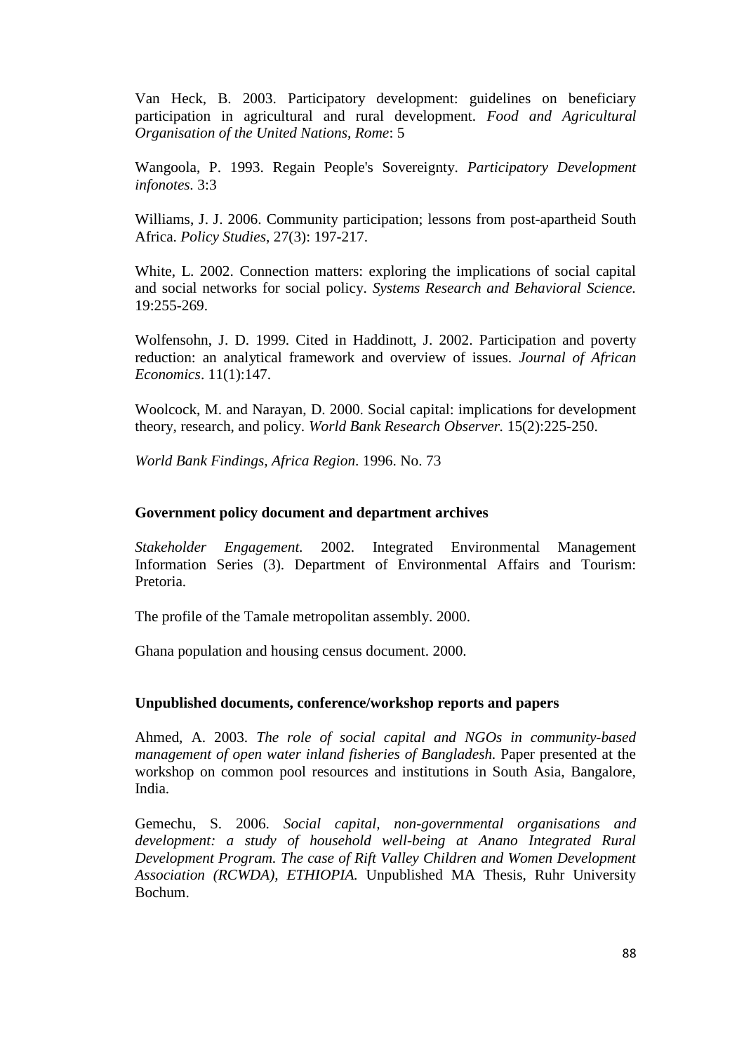Van Heck, B. 2003. Participatory development: guidelines on beneficiary participation in agricultural and rural development. *Food and Agricultural Organisation of the United Nations, Rome*: 5

Wangoola, P. 1993. Regain People's Sovereignty. *Participatory Development infonotes.* 3:3

Williams, J. J. 2006. Community participation; lessons from post-apartheid South Africa. *Policy Studies*, 27(3): 197-217.

White, L. 2002. Connection matters: exploring the implications of social capital and social networks for social policy. *Systems Research and Behavioral Science.* 19:255-269.

Wolfensohn, J. D. 1999. Cited in Haddinott, J. 2002. Participation and poverty reduction: an analytical framework and overview of issues. *Journal of African Economics*. 11(1):147.

Woolcock, M. and Narayan, D. 2000. Social capital: implications for development theory, research, and policy. *World Bank Research Observer.* 15(2):225-250.

*World Bank Findings, Africa Region*. 1996. No. 73

**Government policy document and department archives**

*Stakeholder Engagement.* 2002. Integrated Environmental Management Information Series (3). Department of Environmental Affairs and Tourism: Pretoria.

The profile of the Tamale metropolitan assembly. 2000.

Ghana population and housing census document. 2000.

**Unpublished documents, conference/workshop reports and papers**

Ahmed, A. 2003. *The role of social capital and NGOs in community-based management of open water inland fisheries of Bangladesh.* Paper presented at the workshop on common pool resources and institutions in South Asia, Bangalore, India.

Gemechu, S. 2006. *Social capital, non-governmental organisations and development: a study of household well-being at Anano Integrated Rural Development Program. The case of Rift Valley Children and Women Development Association (RCWDA), ETHIOPIA.* Unpublished MA Thesis, Ruhr University Bochum.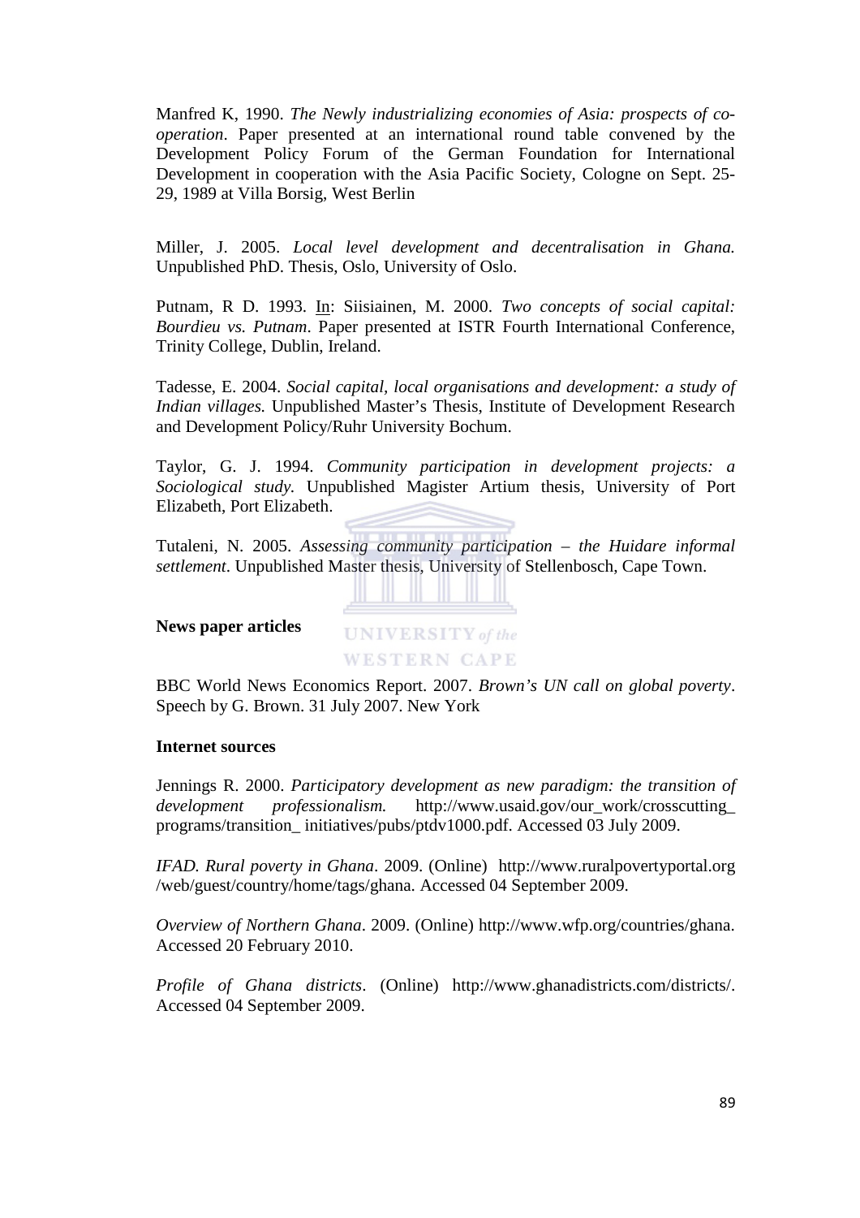Manfred K, 1990. *The Newly industrializing economies of Asia: prospects of co-operation*. Paper presented at an international round table convened by the Development Policy Forum of the German Foundation for International Development in cooperation with the Asia Pacific Society, Cologne on Sept. 25-29, 1989 at Villa Borsig, West Berlin

Miller, J. 2005. *Local level development and decentralisation in Ghana.* Unpublished PhD. Thesis, Oslo, University of Oslo.

Putnam, R D. 1993. In: Siisiainen, M. 2000. *Two concepts of social capital: Bourdieu vs. Putnam*. Paper presented at ISTR Fourth International Conference, Trinity College, Dublin, Ireland.

Tadesse, E. 2004. *Social capital, local organisations and development: a study of Indian villages.* Unpublished Master's Thesis, Institute of Development Research and Development Policy/Ruhr University Bochum.

Taylor, G. J. 1994. *Community participation in development projects: a Sociological study.* Unpublished Magister Artium thesis, University of Port Elizabeth, Port Elizabeth.

Tutaleni, N. 2005. *Assessing community participation – the Huidare informal settlement*. Unpublished Master thesis, University of Stellenbosch, Cape Town.

**News paper articles**

BBC World News Economics Report. 2007. *Brown's UN call on global poverty*. Speech by G. Brown. 31 July 2007. New York

**Internet sources**

Jennings R. 2000. *Participatory development as new paradigm: the transition of development professionalism.* http://www.usaid.gov/our_work/crosscutting_ programs/transition_ initiatives/pubs/ptdv1000.pdf. Accessed 03 July 2009.

*IFAD. Rural poverty in Ghana*. 2009. (Online) http://www.ruralpovertyportal.org /web/guest/country/home/tags/ghana. Accessed 04 September 2009.

*Overview of Northern Ghana*. 2009. (Online) http://www.wfp.org/countries/ghana. Accessed 20 February 2010.

*Profile of Ghana districts*. (Online) http://www.ghanadistricts.com/districts/. Accessed 04 September 2009.